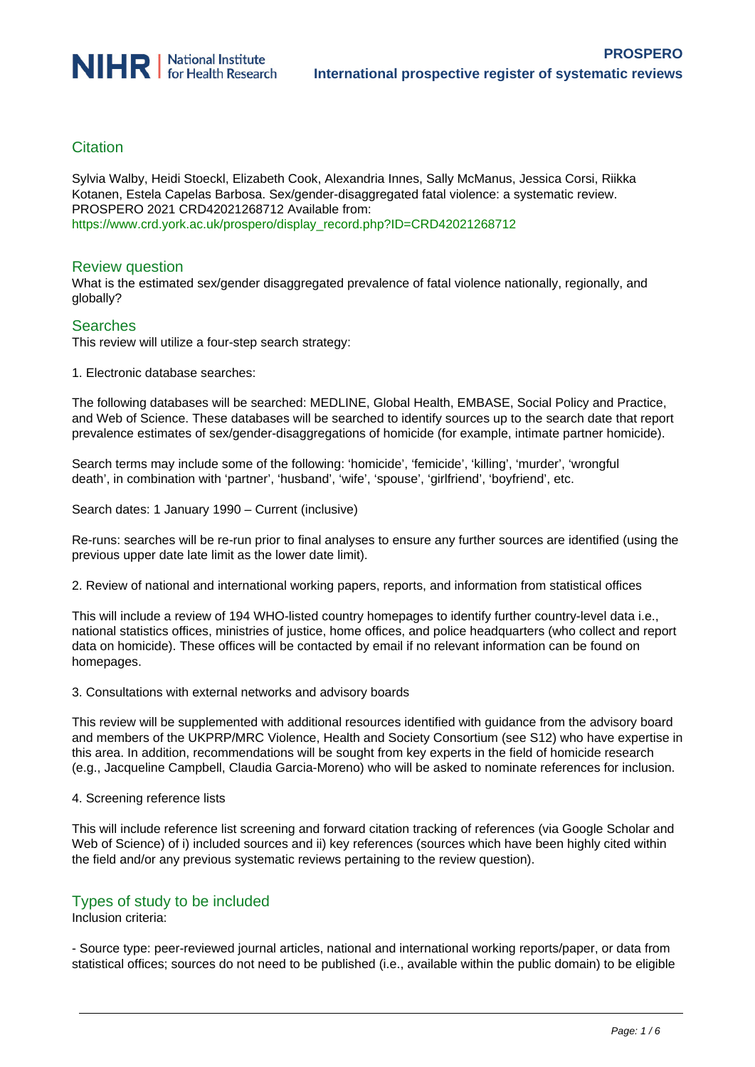## Citation

Sylvia Walby, Heidi Stoeckl, Elizabeth Cook, Alexandria Innes, Sally McManus, Jessica Corsi, Riikka Kotanen, Estela Capelas Barbosa. Sex/gender-disaggregated fatal violence: a systematic review. PROSPERO 2021 CRD42021268712 Available from: https://www.crd.york.ac.uk/prospero/display_record.php?ID=CRD42021268712

## Review question

What is the estimated sex/gender disaggregated prevalence of fatal violence nationally, regionally, and globally?

## Searches

This review will utilize a four-step search strategy:

1. Electronic database searches:

The following databases will be searched: MEDLINE, Global Health, EMBASE, Social Policy and Practice, and Web of Science. These databases will be searched to identify sources up to the search date that report prevalence estimates of sex/gender-disaggregations of homicide (for example, intimate partner homicide).

Search terms may include some of the following: 'homicide', 'femicide', 'killing', 'murder', 'wrongful death', in combination with 'partner', 'husband', 'wife', 'spouse', 'girlfriend', 'boyfriend', etc.

Search dates: 1 January 1990 – Current (inclusive)

Re-runs: searches will be re-run prior to final analyses to ensure any further sources are identified (using the previous upper date late limit as the lower date limit).

2. Review of national and international working papers, reports, and information from statistical offices

This will include a review of 194 WHO-listed country homepages to identify further country-level data i.e., national statistics offices, ministries of justice, home offices, and police headquarters (who collect and report data on homicide). These offices will be contacted by email if no relevant information can be found on homepages.

3. Consultations with external networks and advisory boards

This review will be supplemented with additional resources identified with guidance from the advisory board and members of the UKPRP/MRC Violence, Health and Society Consortium (see S12) who have expertise in this area. In addition, recommendations will be sought from key experts in the field of homicide research (e.g., Jacqueline Campbell, Claudia Garcia-Moreno) who will be asked to nominate references for inclusion.

4. Screening reference lists

This will include reference list screening and forward citation tracking of references (via Google Scholar and Web of Science) of i) included sources and ii) key references (sources which have been highly cited within the field and/or any previous systematic reviews pertaining to the review question).

## Types of study to be included

Inclusion criteria:

- Source type: peer-reviewed journal articles, national and international working reports/paper, or data from statistical offices; sources do not need to be published (i.e., available within the public domain) to be eligible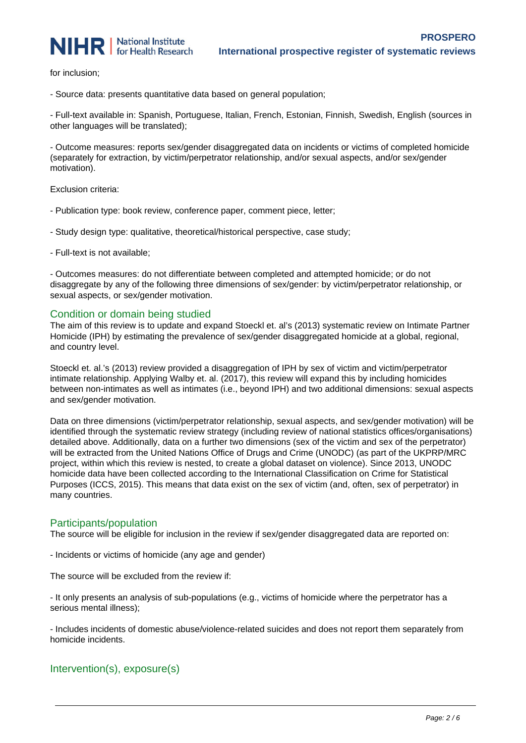for inclusion;

- Source data: presents quantitative data based on general population;

- Full-text available in: Spanish, Portuguese, Italian, French, Estonian, Finnish, Swedish, English (sources in other languages will be translated);

- Outcome measures: reports sex/gender disaggregated data on incidents or victims of completed homicide (separately for extraction, by victim/perpetrator relationship, and/or sexual aspects, and/or sex/gender motivation).

Exclusion criteria:

- Publication type: book review, conference paper, comment piece, letter;

- Study design type: qualitative, theoretical/historical perspective, case study;

- Full-text is not available;

- Outcomes measures: do not differentiate between completed and attempted homicide; or do not disaggregate by any of the following three dimensions of sex/gender: by victim/perpetrator relationship, or sexual aspects, or sex/gender motivation.

## Condition or domain being studied

The aim of this review is to update and expand Stoeckl et. al's (2013) systematic review on Intimate Partner Homicide (IPH) by estimating the prevalence of sex/gender disaggregated homicide at a global, regional, and country level.

Stoeckl et. al.'s (2013) review provided a disaggregation of IPH by sex of victim and victim/perpetrator intimate relationship. Applying Walby et. al. (2017), this review will expand this by including homicides between non-intimates as well as intimates (i.e., beyond IPH) and two additional dimensions: sexual aspects and sex/gender motivation.

Data on three dimensions (victim/perpetrator relationship, sexual aspects, and sex/gender motivation) will be identified through the systematic review strategy (including review of national statistics offices/organisations) detailed above. Additionally, data on a further two dimensions (sex of the victim and sex of the perpetrator) will be extracted from the United Nations Office of Drugs and Crime (UNODC) (as part of the UKPRP/MRC project, within which this review is nested, to create a global dataset on violence). Since 2013, UNODC homicide data have been collected according to the International Classification on Crime for Statistical Purposes (ICCS, 2015). This means that data exist on the sex of victim (and, often, sex of perpetrator) in many countries.

## Participants/population

The source will be eligible for inclusion in the review if sex/gender disaggregated data are reported on:

- Incidents or victims of homicide (any age and gender)

The source will be excluded from the review if:

- It only presents an analysis of sub-populations (e.g., victims of homicide where the perpetrator has a serious mental illness);

- Includes incidents of domestic abuse/violence-related suicides and does not report them separately from homicide incidents.

## Intervention(s), exposure(s)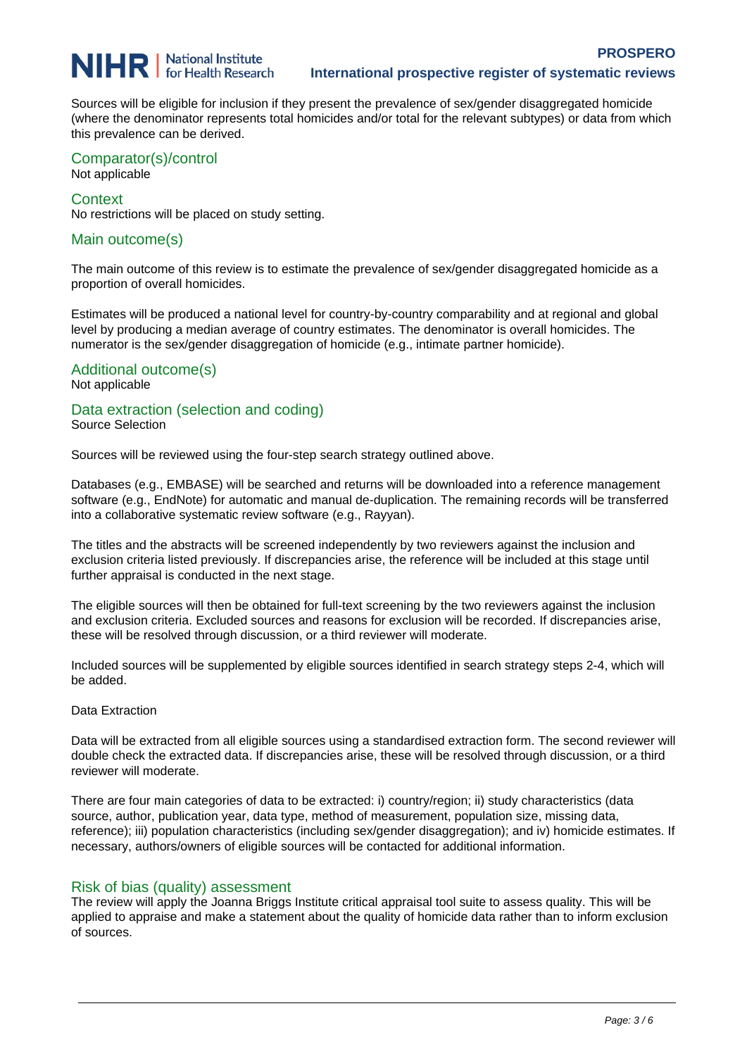Sources will be eligible for inclusion if they present the prevalence of sex/gender disaggregated homicide (where the denominator represents total homicides and/or total for the relevant subtypes) or data from which this prevalence can be derived.

## Comparator(s)/control

Not applicable

## Context

No restrictions will be placed on study setting.

## Main outcome(s)

The main outcome of this review is to estimate the prevalence of sex/gender disaggregated homicide as a proportion of overall homicides.

Estimates will be produced a national level for country-by-country comparability and at regional and global level by producing a median average of country estimates. The denominator is overall homicides. The numerator is the sex/gender disaggregation of homicide (e.g., intimate partner homicide).

## Additional outcome(s)

Not applicable

## Data extraction (selection and coding)

Source Selection

Sources will be reviewed using the four-step search strategy outlined above.

Databases (e.g., EMBASE) will be searched and returns will be downloaded into a reference management software (e.g., EndNote) for automatic and manual de-duplication. The remaining records will be transferred into a collaborative systematic review software (e.g., Rayyan).

The titles and the abstracts will be screened independently by two reviewers against the inclusion and exclusion criteria listed previously. If discrepancies arise, the reference will be included at this stage until further appraisal is conducted in the next stage.

The eligible sources will then be obtained for full-text screening by the two reviewers against the inclusion and exclusion criteria. Excluded sources and reasons for exclusion will be recorded. If discrepancies arise, these will be resolved through discussion, or a third reviewer will moderate.

Included sources will be supplemented by eligible sources identified in search strategy steps 2-4, which will be added.

Data Extraction

Data will be extracted from all eligible sources using a standardised extraction form. The second reviewer will double check the extracted data. If discrepancies arise, these will be resolved through discussion, or a third reviewer will moderate.

There are four main categories of data to be extracted: i) country/region; ii) study characteristics (data source, author, publication year, data type, method of measurement, population size, missing data, reference); iii) population characteristics (including sex/gender disaggregation); and iv) homicide estimates. If necessary, authors/owners of eligible sources will be contacted for additional information.

## Risk of bias (quality) assessment

The review will apply the Joanna Briggs Institute critical appraisal tool suite to assess quality. This will be applied to appraise and make a statement about the quality of homicide data rather than to inform exclusion of sources.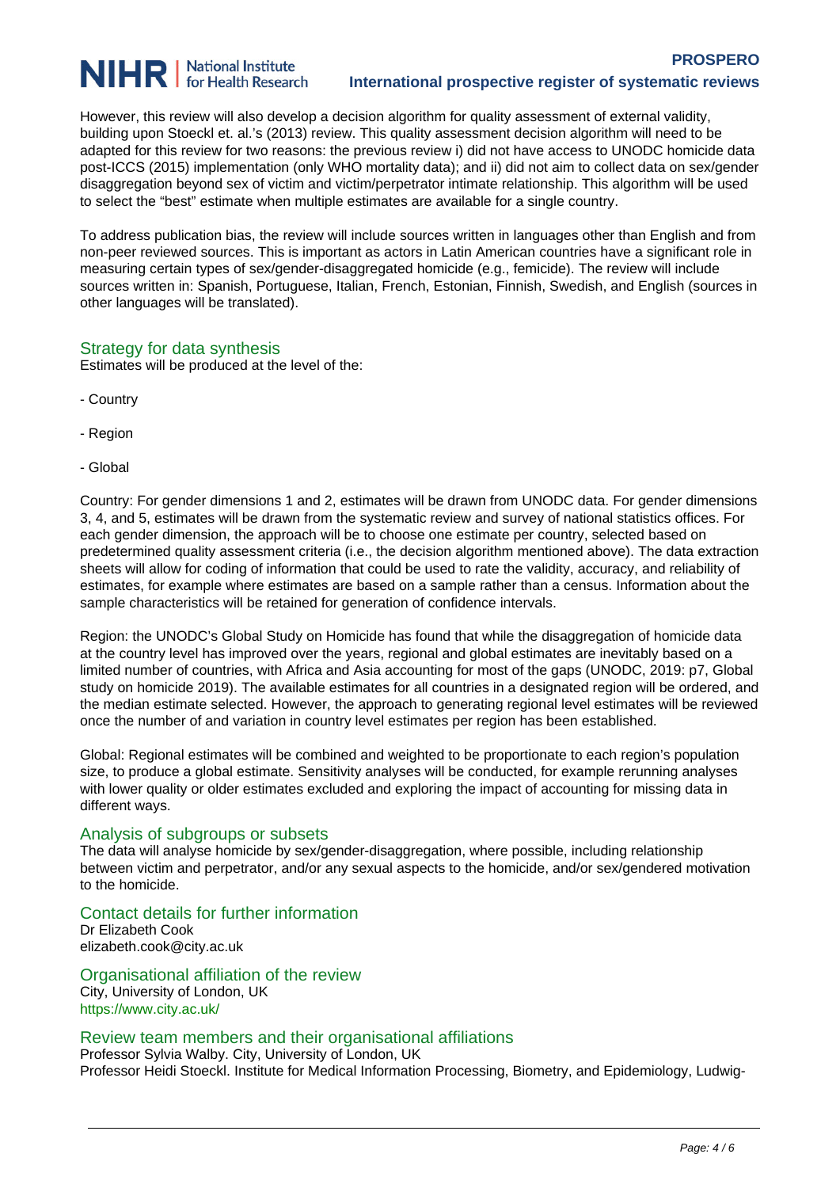However, this review will also develop a decision algorithm for quality assessment of external validity, building upon Stoeckl et. al.'s (2013) review. This quality assessment decision algorithm will need to be adapted for this review for two reasons: the previous review i) did not have access to UNODC homicide data post-ICCS (2015) implementation (only WHO mortality data); and ii) did not aim to collect data on sex/gender disaggregation beyond sex of victim and victim/perpetrator intimate relationship. This algorithm will be used to select the "best" estimate when multiple estimates are available for a single country.

To address publication bias, the review will include sources written in languages other than English and from non-peer reviewed sources. This is important as actors in Latin American countries have a significant role in measuring certain types of sex/gender-disaggregated homicide (e.g., femicide). The review will include sources written in: Spanish, Portuguese, Italian, French, Estonian, Finnish, Swedish, and English (sources in other languages will be translated).

## Strategy for data synthesis

Estimates will be produced at the level of the:

- Country

- Region

- Global

Country: For gender dimensions 1 and 2, estimates will be drawn from UNODC data. For gender dimensions 3, 4, and 5, estimates will be drawn from the systematic review and survey of national statistics offices. For each gender dimension, the approach will be to choose one estimate per country, selected based on predetermined quality assessment criteria (i.e., the decision algorithm mentioned above). The data extraction sheets will allow for coding of information that could be used to rate the validity, accuracy, and reliability of estimates, for example where estimates are based on a sample rather than a census. Information about the sample characteristics will be retained for generation of confidence intervals.

Region: the UNODC's Global Study on Homicide has found that while the disaggregation of homicide data at the country level has improved over the years, regional and global estimates are inevitably based on a limited number of countries, with Africa and Asia accounting for most of the gaps (UNODC, 2019: p7, Global study on homicide 2019). The available estimates for all countries in a designated region will be ordered, and the median estimate selected. However, the approach to generating regional level estimates will be reviewed once the number of and variation in country level estimates per region has been established.

Global: Regional estimates will be combined and weighted to be proportionate to each region's population size, to produce a global estimate. Sensitivity analyses will be conducted, for example rerunning analyses with lower quality or older estimates excluded and exploring the impact of accounting for missing data in different ways.

## Analysis of subgroups or subsets

The data will analyse homicide by sex/gender-disaggregation, where possible, including relationship between victim and perpetrator, and/or any sexual aspects to the homicide, and/or sex/gendered motivation to the homicide.

## Contact details for further information

Dr Elizabeth Cook
elizabeth.cook@city.ac.uk

## Organisational affiliation of the review

City, University of London, UK
https://www.city.ac.uk/

## Review team members and their organisational affiliations

Professor Sylvia Walby. City, University of London, UK
Professor Heidi Stoeckl. Institute for Medical Information Processing, Biometry, and Epidemiology, Ludwig-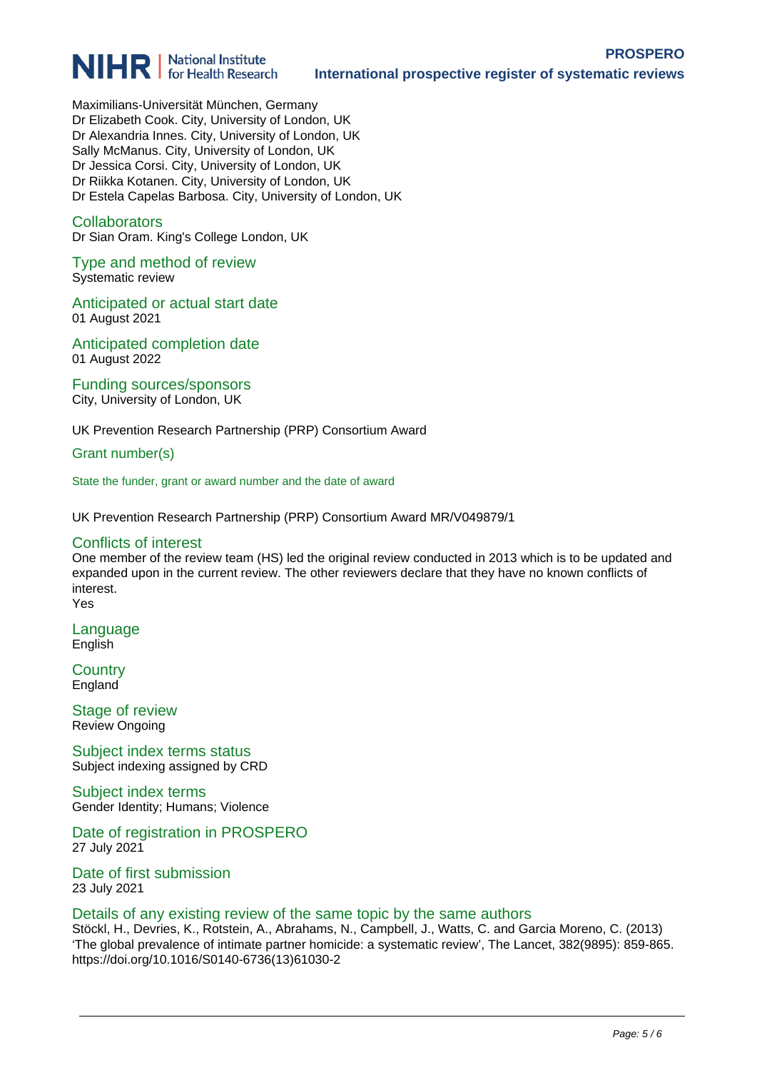Maximilians-Universität München, Germany
Dr Elizabeth Cook. City, University of London, UK
Dr Alexandria Innes. City, University of London, UK
Sally McManus. City, University of London, UK
Dr Jessica Corsi. City, University of London, UK
Dr Riikka Kotanen. City, University of London, UK
Dr Estela Capelas Barbosa. City, University of London, UK

## Collaborators

Dr Sian Oram. King's College London, UK

## Type and method of review

Systematic review

## Anticipated or actual start date

01 August 2021

## Anticipated completion date

01 August 2022

## Funding sources/sponsors

City, University of London, UK

UK Prevention Research Partnership (PRP) Consortium Award

## Grant number(s)

State the funder, grant or award number and the date of award

UK Prevention Research Partnership (PRP) Consortium Award MR/V049879/1

## Conflicts of interest

One member of the review team (HS) led the original review conducted in 2013 which is to be updated and expanded upon in the current review. The other reviewers declare that they have no known conflicts of interest.
Yes

## Language

English

## Country

England

## Stage of review

Review Ongoing

## Subject index terms status

Subject indexing assigned by CRD

## Subject index terms

Gender Identity; Humans; Violence

## Date of registration in PROSPERO

27 July 2021

## Date of first submission

23 July 2021

## Details of any existing review of the same topic by the same authors

Stöckl, H., Devries, K., Rotstein, A., Abrahams, N., Campbell, J., Watts, C. and Garcia Moreno, C. (2013) 'The global prevalence of intimate partner homicide: a systematic review', The Lancet, 382(9895): 859-865. https://doi.org/10.1016/S0140-6736(13)61030-2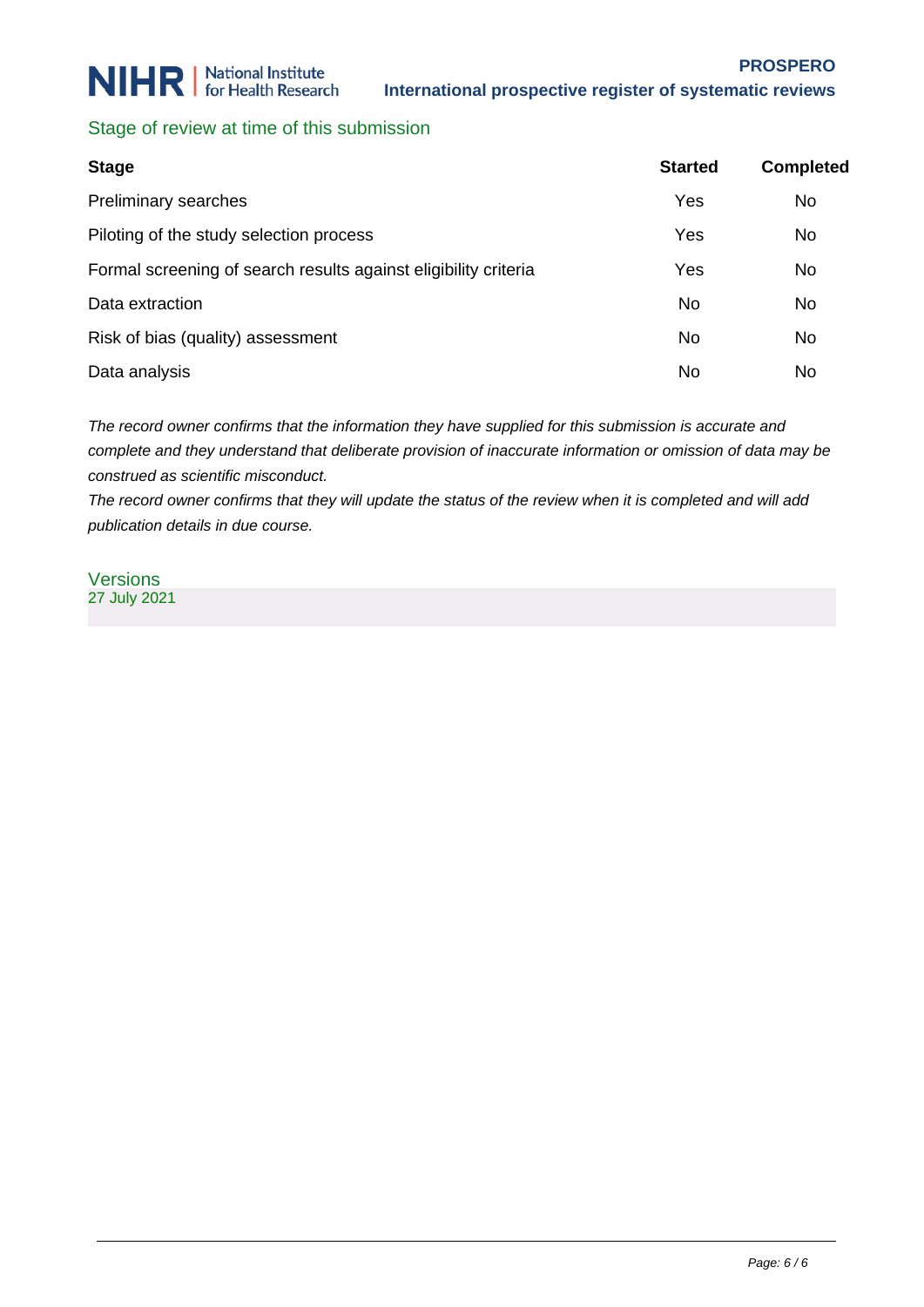## Stage of review at time of this submission

| Stage | Started | Completed |
| --- | --- | --- |
| Preliminary searches | Yes | No |
| Piloting of the study selection process | Yes | No |
| Formal screening of search results against eligibility criteria | Yes | No |
| Data extraction | No | No |
| Risk of bias (quality) assessment | No | No |
| Data analysis | No | No |

*The record owner confirms that the information they have supplied for this submission is accurate and complete and they understand that deliberate provision of inaccurate information or omission of data may be construed as scientific misconduct.*

*The record owner confirms that they will update the status of the review when it is completed and will add publication details in due course.*

## Versions

27 July 2021